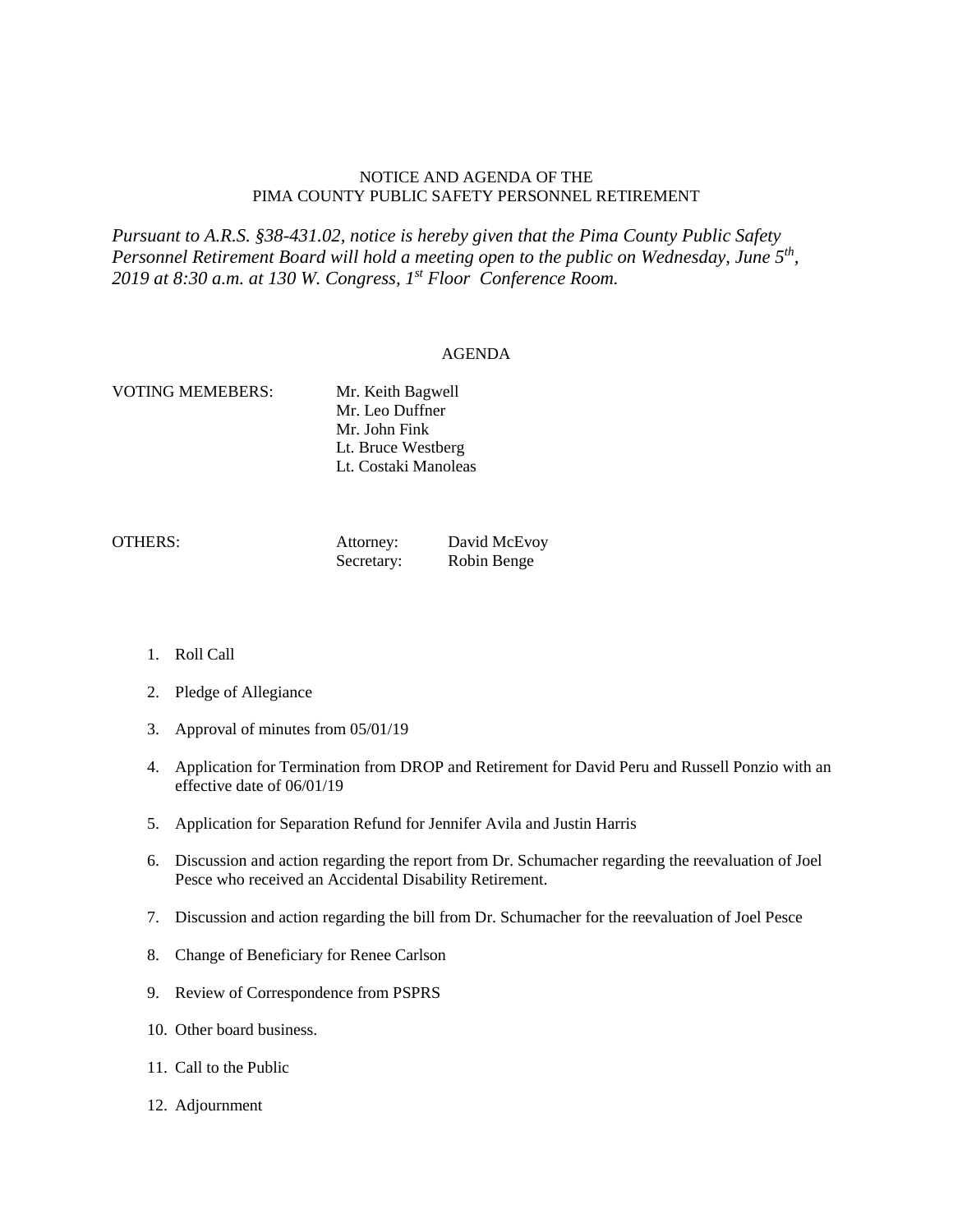NOTICE AND AGENDA OF THE
PIMA COUNTY PUBLIC SAFETY PERSONNEL RETIREMENT

*Pursuant to A.R.S. §38-431.02, notice is hereby given that the Pima County Public Safety Personnel Retirement Board will hold a meeting open to the public on Wednesday, June 5th, 2019 at 8:30 a.m. at 130 W. Congress, 1st Floor Conference Room.*

AGENDA

VOTING MEMEBERS:
Mr. Keith Bagwell
Mr. Leo Duffner
Mr. John Fink
Lt. Bruce Westberg
Lt. Costaki Manoleas

OTHERS:
Attorney: David McEvoy
Secretary: Robin Benge

1. Roll Call
2. Pledge of Allegiance
3. Approval of minutes from 05/01/19
4. Application for Termination from DROP and Retirement for David Peru and Russell Ponzio with an effective date of 06/01/19
5. Application for Separation Refund for Jennifer Avila and Justin Harris
6. Discussion and action regarding the report from Dr. Schumacher regarding the reevaluation of Joel Pesce who received an Accidental Disability Retirement.
7. Discussion and action regarding the bill from Dr. Schumacher for the reevaluation of Joel Pesce
8. Change of Beneficiary for Renee Carlson
9. Review of Correspondence from PSPRS
10. Other board business.
11. Call to the Public
12. Adjournment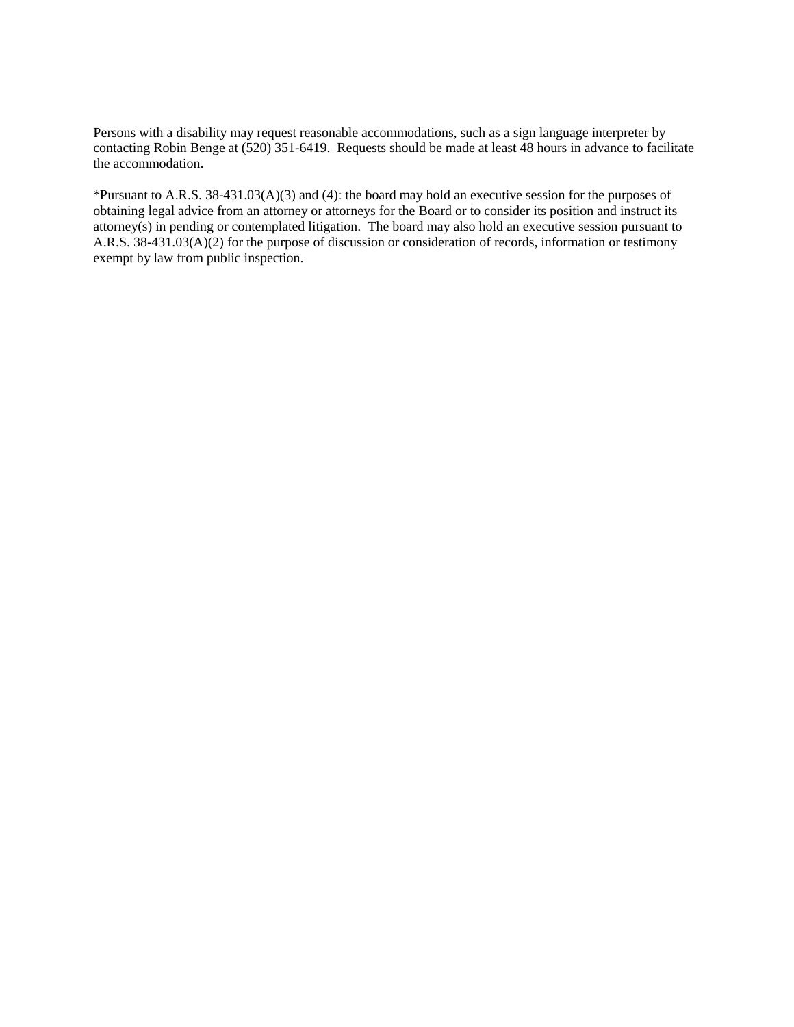Persons with a disability may request reasonable accommodations, such as a sign language interpreter by contacting Robin Benge at (520) 351-6419. Requests should be made at least 48 hours in advance to facilitate the accommodation.

*Pursuant to A.R.S. 38-431.03(A)(3) and (4): the board may hold an executive session for the purposes of obtaining legal advice from an attorney or attorneys for the Board or to consider its position and instruct its attorney(s) in pending or contemplated litigation. The board may also hold an executive session pursuant to A.R.S. 38-431.03(A)(2) for the purpose of discussion or consideration of records, information or testimony exempt by law from public inspection.